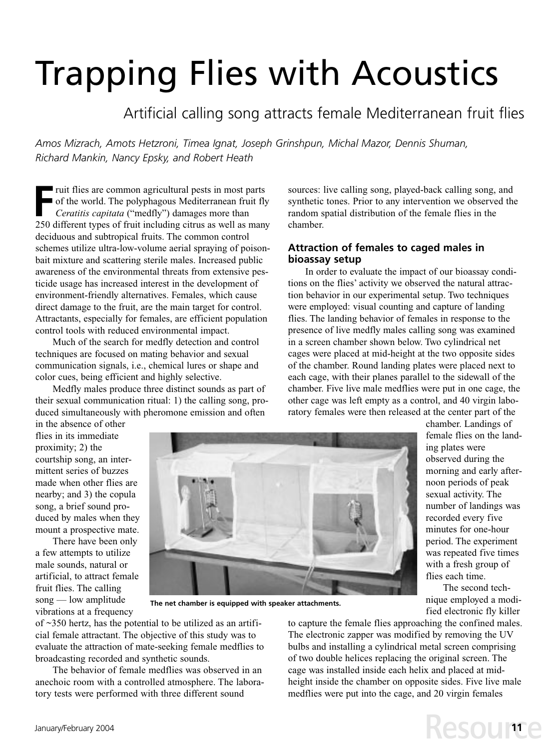# Trapping Flies with Acoustics

## Artificial calling song attracts female Mediterranean fruit flies

*Amos Mizrach, Amots Hetzroni, Timea Ignat, Joseph Grinshpun, Michal Mazor, Dennis Shuman, Richard Mankin, Nancy Epsky, and Robert Heath*

Fruit flies are common agricultural pests in most parts of the world. The polyphagous Mediterranean fruit fly *Ceratitis capitata* ("medfly") damages more than 250 different types of fruit including citrus as well as many deciduous and subtropical fruits. The common control schemes utilize ultra-low-volume aerial spraying of poison-bait mixture and scattering sterile males. Increased public awareness of the environmental threats from extensive pesticide usage has increased interest in the development of environment-friendly alternatives. Females, which cause direct damage to the fruit, are the main target for control. Attractants, especially for females, are efficient population control tools with reduced environmental impact.

Much of the search for medfly detection and control techniques are focused on mating behavior and sexual communication signals, i.e., chemical lures or shape and color cues, being efficient and highly selective.

Medfly males produce three distinct sounds as part of their sexual communication ritual: 1) the calling song, produced simultaneously with pheromone emission and often in the absence of other flies in its immediate proximity; 2) the courtship song, an intermittent series of buzzes made when other flies are nearby; and 3) the copula song, a brief sound produced by males when they mount a prospective mate.

There have been only a few attempts to utilize male sounds, natural or artificial, to attract female fruit flies. The calling song — low amplitude vibrations at a frequency of ~350 hertz, has the potential to be utilized as an artificial female attractant. The objective of this study was to evaluate the attraction of mate-seeking female medflies to broadcasting recorded and synthetic sounds.

The behavior of female medflies was observed in an anechoic room with a controlled atmosphere. The laboratory tests were performed with three different sound sources: live calling song, played-back calling song, and synthetic tones. Prior to any intervention we observed the random spatial distribution of the female flies in the chamber.

### Attraction of females to caged males in bioassay setup

In order to evaluate the impact of our bioassay conditions on the flies' activity we observed the natural attraction behavior in our experimental setup. Two techniques were employed: visual counting and capture of landing flies. The landing behavior of females in response to the presence of live medfly males calling song was examined in a screen chamber shown below. Two cylindrical net cages were placed at mid-height at the two opposite sides of the chamber. Round landing plates were placed next to each cage, with their planes parallel to the sidewall of the chamber. Five live male medflies were put in one cage, the other cage was left empty as a control, and 40 virgin laboratory females were then released at the center part of the chamber. Landings of female flies on the landing plates were observed during the morning and early afternoon periods of peak sexual activity. The number of landings was recorded every five minutes for one-hour period. The experiment was repeated five times with a fresh group of flies each time.

The net chamber is equipped with speaker attachments.

The second technique employed a modified electronic fly killer to capture the female flies approaching the confined males. The electronic zapper was modified by removing the UV bulbs and installing a cylindrical metal screen comprising of two double helices replacing the original screen. The cage was installed inside each helix and placed at mid-height inside the chamber on opposite sides. Five live male medflies were put into the cage, and 20 virgin females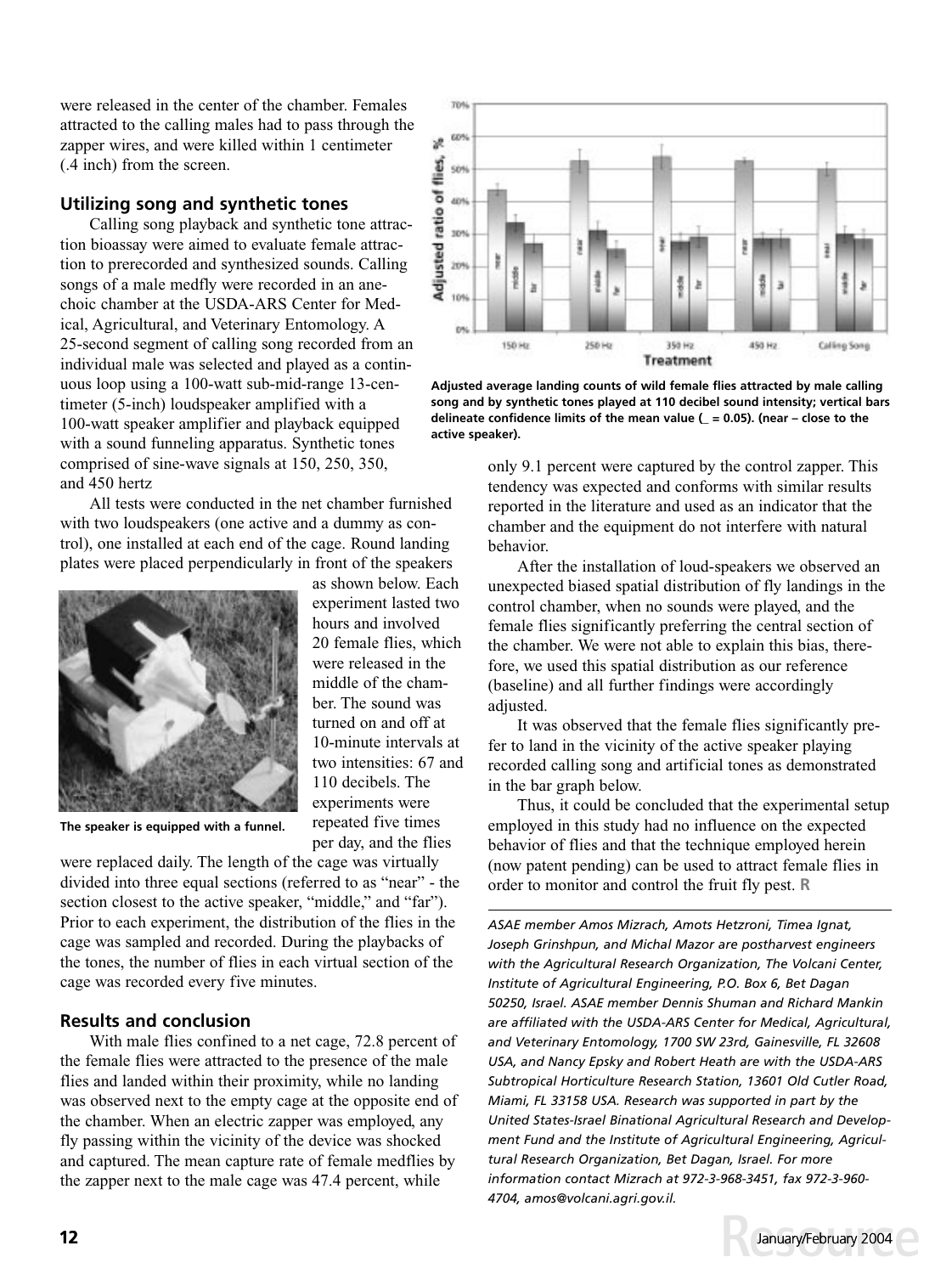were released in the center of the chamber. Females attracted to the calling males had to pass through the zapper wires, and were killed within 1 centimeter (.4 inch) from the screen.

### Utilizing song and synthetic tones

Calling song playback and synthetic tone attraction bioassay were aimed to evaluate female attraction to prerecorded and synthesized sounds. Calling songs of a male medfly were recorded in an anechoic chamber at the USDA-ARS Center for Medical, Agricultural, and Veterinary Entomology. A 25-second segment of calling song recorded from an individual male was selected and played as a continuous loop using a 100-watt sub-mid-range 13-centimeter (5-inch) loudspeaker amplified with a 100-watt speaker amplifier and playback equipped with a sound funneling apparatus. Synthetic tones comprised of sine-wave signals at 150, 250, 350, and 450 hertz

All tests were conducted in the net chamber furnished with two loudspeakers (one active and a dummy as control), one installed at each end of the cage. Round landing plates were placed perpendicularly in front of the speakers as shown below. Each experiment lasted two hours and involved 20 female flies, which were released in the middle of the chamber. The sound was turned on and off at 10-minute intervals at two intensities: 67 and 110 decibels. The experiments were repeated five times per day, and the flies were replaced daily. The length of the cage was virtually divided into three equal sections (referred to as "near" - the section closest to the active speaker, "middle," and "far"). Prior to each experiment, the distribution of the flies in the cage was sampled and recorded. During the playbacks of the tones, the number of flies in each virtual section of the cage was recorded every five minutes.

The speaker is equipped with a funnel.

### Results and conclusion

With male flies confined to a net cage, 72.8 percent of the female flies were attracted to the presence of the male flies and landed within their proximity, while no landing was observed next to the empty cage at the opposite end of the chamber. When an electric zapper was employed, any fly passing within the vicinity of the device was shocked and captured. The mean capture rate of female medflies by the zapper next to the male cage was 47.4 percent, while only 9.1 percent were captured by the control zapper. This tendency was expected and conforms with similar results reported in the literature and used as an indicator that the chamber and the equipment do not interfere with natural behavior.

After the installation of loud-speakers we observed an unexpected biased spatial distribution of fly landings in the control chamber, when no sounds were played, and the female flies significantly preferring the central section of the chamber. We were not able to explain this bias, therefore, we used this spatial distribution as our reference (baseline) and all further findings were accordingly adjusted.

It was observed that the female flies significantly prefer to land in the vicinity of the active speaker playing recorded calling song and artificial tones as demonstrated in the bar graph below.

Adjusted ratio of flies, %

70%
60%
50%
40%
30%
20%
10%
0%

near
middle
far

150 Hz
250 Hz
350 Hz
450 Hz
Calling Song

Treatment

**Adjusted average landing counts of wild female flies attracted by male calling song and by synthetic tones played at 110 decibel sound intensity; vertical bars delineate confidence limits of the mean value (_ = 0.05). (near – close to the active speaker).**

Thus, it could be concluded that the experimental setup employed in this study had no influence on the expected behavior of flies and that the technique employed herein (now patent pending) can be used to attract female flies in order to monitor and control the fruit fly pest. **R**

---

*ASAE member Amos Mizrach, Amots Hetzroni, Timea Ignat, Joseph Grinshpun, and Michal Mazor are postharvest engineers with the Agricultural Research Organization, The Volcani Center, Institute of Agricultural Engineering, P.O. Box 6, Bet Dagan 50250, Israel. ASAE member Dennis Shuman and Richard Mankin are affiliated with the USDA-ARS Center for Medical, Agricultural, and Veterinary Entomology, 1700 SW 23rd, Gainesville, FL 32608 USA, and Nancy Epsky and Robert Heath are with the USDA-ARS Subtropical Horticulture Research Station, 13601 Old Cutler Road, Miami, FL 33158 USA. Research was supported in part by the United States-Israel Binational Agricultural Research and Development Fund and the Institute of Agricultural Engineering, Agricultural Research Organization, Bet Dagan, Israel. For more information contact Mizrach at 972-3-968-3451, fax 972-3-960-4704, amos@volcani.agri.gov.il.*